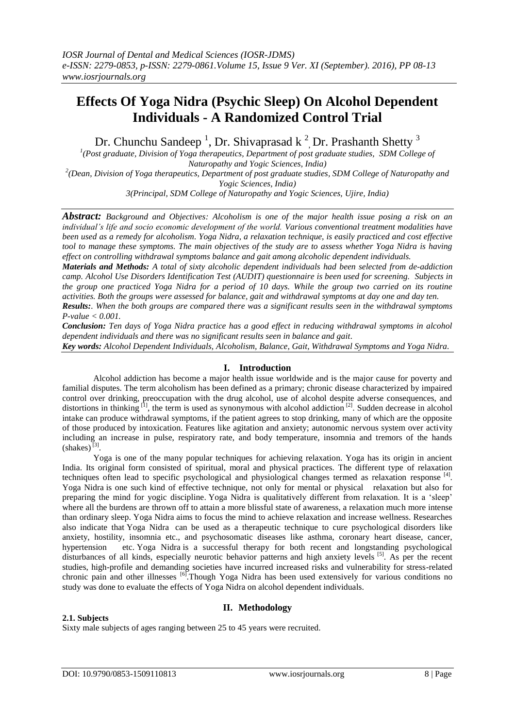# Effects Of Yoga Nidra (Psychic Sleep) On Alcohol Dependent Individuals - A Randomized Control Trial

Dr. Chunchu Sandeep [1], Dr. Shivaprasad k [2], Dr. Prashanth Shetty [3]

[1](Post graduate, Division of Yoga therapeutics, Department of post graduate studies, SDM College of Naturopathy and Yogic Sciences, India)

[2](Dean, Division of Yoga therapeutics, Department of post graduate studies, SDM College of Naturopathy and Yogic Sciences, India)

3(Principal, SDM College of Naturopathy and Yogic Sciences, Ujire, India)

***Abstract:*** *Background and Objectives: Alcoholism is one of the major health issue posing a risk on an individual's life and socio economic development of the world. Various conventional treatment modalities have been used as a remedy for alcoholism. Yoga Nidra, a relaxation technique, is easily practiced and cost effective tool to manage these symptoms. The main objectives of the study are to assess whether Yoga Nidra is having effect on controlling withdrawal symptoms balance and gait among alcoholic dependent individuals.*

***Materials and Methods:*** *A total of sixty alcoholic dependent individuals had been selected from de-addiction camp. Alcohol Use Disorders Identification Test (AUDIT) questionnaire is been used for screening. Subjects in the group one practiced Yoga Nidra for a period of 10 days. While the group two carried on its routine activities. Both the groups were assessed for balance, gait and withdrawal symptoms at day one and day ten.*

***Results:*** *. When the both groups are compared there was a significant results seen in the withdrawal symptoms P-value < 0.001.*

***Conclusion:*** *Ten days of Yoga Nidra practice has a good effect in reducing withdrawal symptoms in alcohol dependent individuals and there was no significant results seen in balance and gait.*

***Key words:*** *Alcohol Dependent Individuals, Alcoholism, Balance, Gait, Withdrawal Symptoms and Yoga Nidra.*

## I. Introduction

Alcohol addiction has become a major health issue worldwide and is the major cause for poverty and familial disputes. The term alcoholism has been defined as a primary; chronic disease characterized by impaired control over drinking, preoccupation with the drug alcohol, use of alcohol despite adverse consequences, and distortions in thinking [1], the term is used as synonymous with alcohol addiction [2]. Sudden decrease in alcohol intake can produce withdrawal symptoms, if the patient agrees to stop drinking, many of which are the opposite of those produced by intoxication. Features like agitation and anxiety; autonomic nervous system over activity including an increase in pulse, respiratory rate, and body temperature, insomnia and tremors of the hands (shakes) [3].

Yoga is one of the many popular techniques for achieving relaxation. Yoga has its origin in ancient India. Its original form consisted of spiritual, moral and physical practices. The different type of relaxation techniques often lead to specific psychological and physiological changes termed as relaxation response [4]. Yoga Nidra is one such kind of effective technique, not only for mental or physical relaxation but also for preparing the mind for yogic discipline. Yoga Nidra is qualitatively different from relaxation. It is a 'sleep' where all the burdens are thrown off to attain a more blissful state of awareness, a relaxation much more intense than ordinary sleep. Yoga Nidra aims to focus the mind to achieve relaxation and increase wellness. Researches also indicate that Yoga Nidra can be used as a therapeutic technique to cure psychological disorders like anxiety, hostility, insomnia etc., and psychosomatic diseases like asthma, coronary heart disease, cancer, hypertension etc. Yoga Nidra is a successful therapy for both recent and longstanding psychological disturbances of all kinds, especially neurotic behavior patterns and high anxiety levels [5]. As per the recent studies, high-profile and demanding societies have incurred increased risks and vulnerability for stress-related chronic pain and other illnesses [6].Though Yoga Nidra has been used extensively for various conditions no study was done to evaluate the effects of Yoga Nidra on alcohol dependent individuals.

## II. Methodology

### 2.1. Subjects

Sixty male subjects of ages ranging between 25 to 45 years were recruited.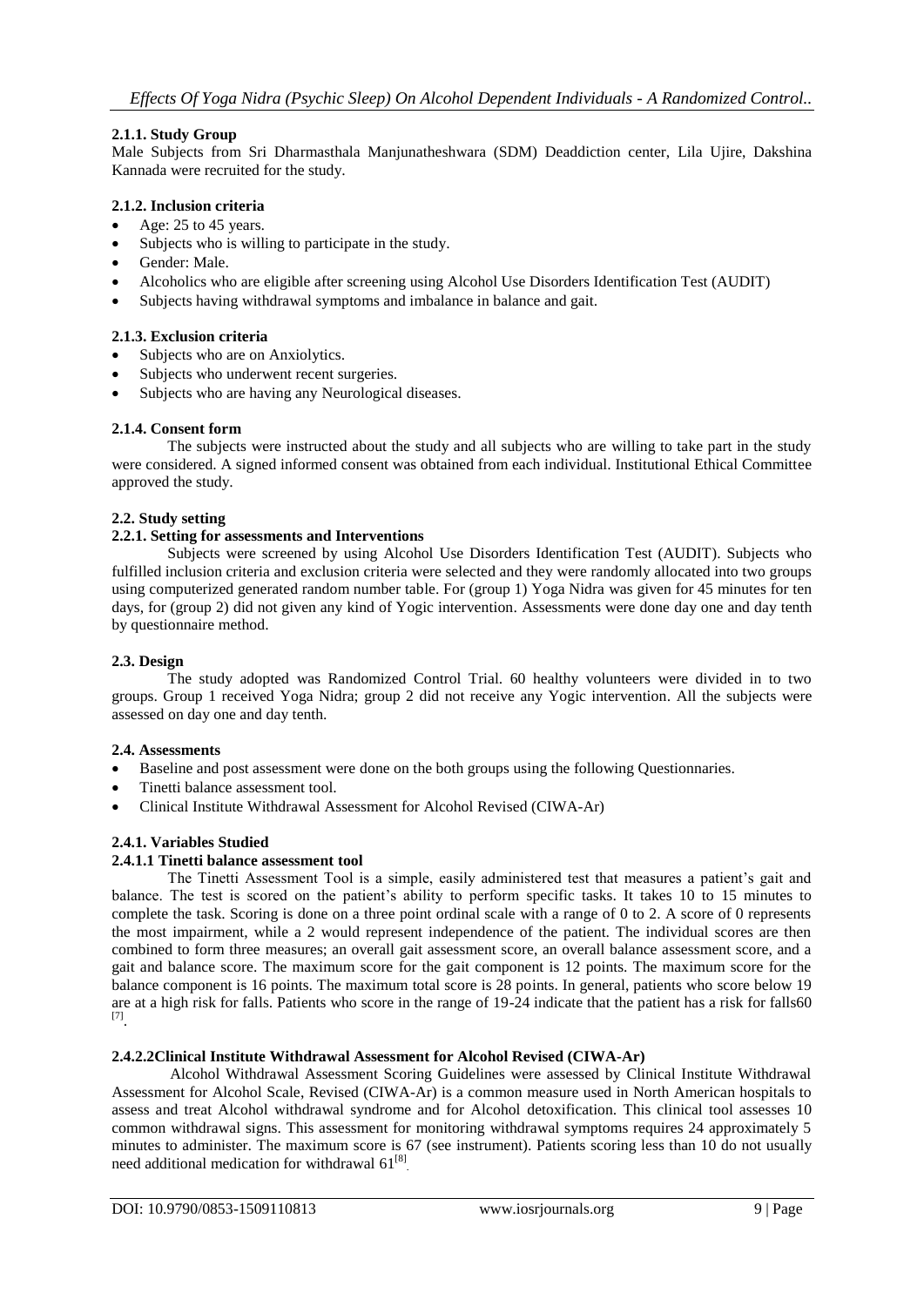#### 2.1.1. Study Group

Male Subjects from Sri Dharmasthala Manjunatheshwara (SDM) Deaddiction center, Lila Ujire, Dakshina Kannada were recruited for the study.

#### 2.1.2. Inclusion criteria

- Age: 25 to 45 years.
- Subjects who is willing to participate in the study.
- Gender: Male.
- Alcoholics who are eligible after screening using Alcohol Use Disorders Identification Test (AUDIT)
- Subjects having withdrawal symptoms and imbalance in balance and gait.

#### 2.1.3. Exclusion criteria

- Subjects who are on Anxiolytics.
- Subjects who underwent recent surgeries.
- Subjects who are having any Neurological diseases.

#### 2.1.4. Consent form

The subjects were instructed about the study and all subjects who are willing to take part in the study were considered. A signed informed consent was obtained from each individual. Institutional Ethical Committee approved the study.

### 2.2. Study setting

#### 2.2.1. Setting for assessments and Interventions

Subjects were screened by using Alcohol Use Disorders Identification Test (AUDIT). Subjects who fulfilled inclusion criteria and exclusion criteria were selected and they were randomly allocated into two groups using computerized generated random number table. For (group 1) Yoga Nidra was given for 45 minutes for ten days, for (group 2) did not given any kind of Yogic intervention. Assessments were done day one and day tenth by questionnaire method.

### 2.3. Design

The study adopted was Randomized Control Trial. 60 healthy volunteers were divided in to two groups. Group 1 received Yoga Nidra; group 2 did not receive any Yogic intervention. All the subjects were assessed on day one and day tenth.

### 2.4. Assessments

- Baseline and post assessment were done on the both groups using the following Questionnaries.
- Tinetti balance assessment tool.
- Clinical Institute Withdrawal Assessment for Alcohol Revised (CIWA-Ar)

#### 2.4.1. Variables Studied

#### 2.4.1.1 Tinetti balance assessment tool

The Tinetti Assessment Tool is a simple, easily administered test that measures a patient's gait and balance. The test is scored on the patient's ability to perform specific tasks. It takes 10 to 15 minutes to complete the task. Scoring is done on a three point ordinal scale with a range of 0 to 2. A score of 0 represents the most impairment, while a 2 would represent independence of the patient. The individual scores are then combined to form three measures; an overall gait assessment score, an overall balance assessment score, and a gait and balance score. The maximum score for the gait component is 12 points. The maximum score for the balance component is 16 points. The maximum total score is 28 points. In general, patients who score below 19 are at a high risk for falls. Patients who score in the range of 19-24 indicate that the patient has a risk for falls60 [7].

#### 2.4.2.2Clinical Institute Withdrawal Assessment for Alcohol Revised (CIWA-Ar)

Alcohol Withdrawal Assessment Scoring Guidelines were assessed by Clinical Institute Withdrawal Assessment for Alcohol Scale, Revised (CIWA-Ar) is a common measure used in North American hospitals to assess and treat Alcohol withdrawal syndrome and for Alcohol detoxification. This clinical tool assesses 10 common withdrawal signs. This assessment for monitoring withdrawal symptoms requires 24 approximately 5 minutes to administer. The maximum score is 67 (see instrument). Patients scoring less than 10 do not usually need additional medication for withdrawal 61[8].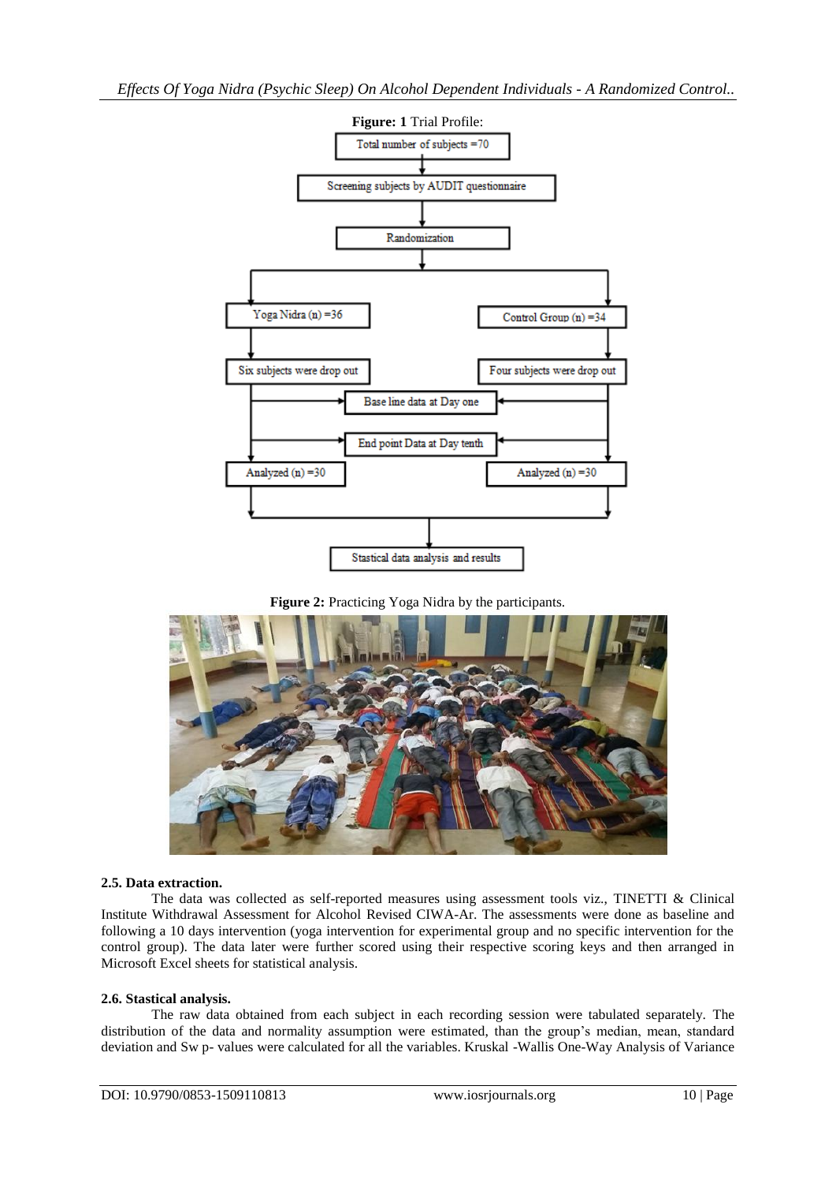**Figure: 1** Trial Profile:

Total number of subjects =70

Screening subjects by AUDIT questionnaire

Randomization

Yoga Nidra (n) =36

Control Group (n) =34

Six subjects were drop out

Four subjects were drop out

Base line data at Day one

End point Data at Day tenth

Analyzed (n) =30

Analyzed (n) =30

Stastical data analysis and results

**Figure 2:** Practicing Yoga Nidra by the participants.

**2.5. Data extraction.**

The data was collected as self-reported measures using assessment tools viz., TINETTI & Clinical Institute Withdrawal Assessment for Alcohol Revised CIWA-Ar. The assessments were done as baseline and following a 10 days intervention (yoga intervention for experimental group and no specific intervention for the control group). The data later were further scored using their respective scoring keys and then arranged in Microsoft Excel sheets for statistical analysis.

**2.6. Stastical analysis.**

The raw data obtained from each subject in each recording session were tabulated separately. The distribution of the data and normality assumption were estimated, than the group's median, mean, standard deviation and Sw p- values were calculated for all the variables. Kruskal -Wallis One-Way Analysis of Variance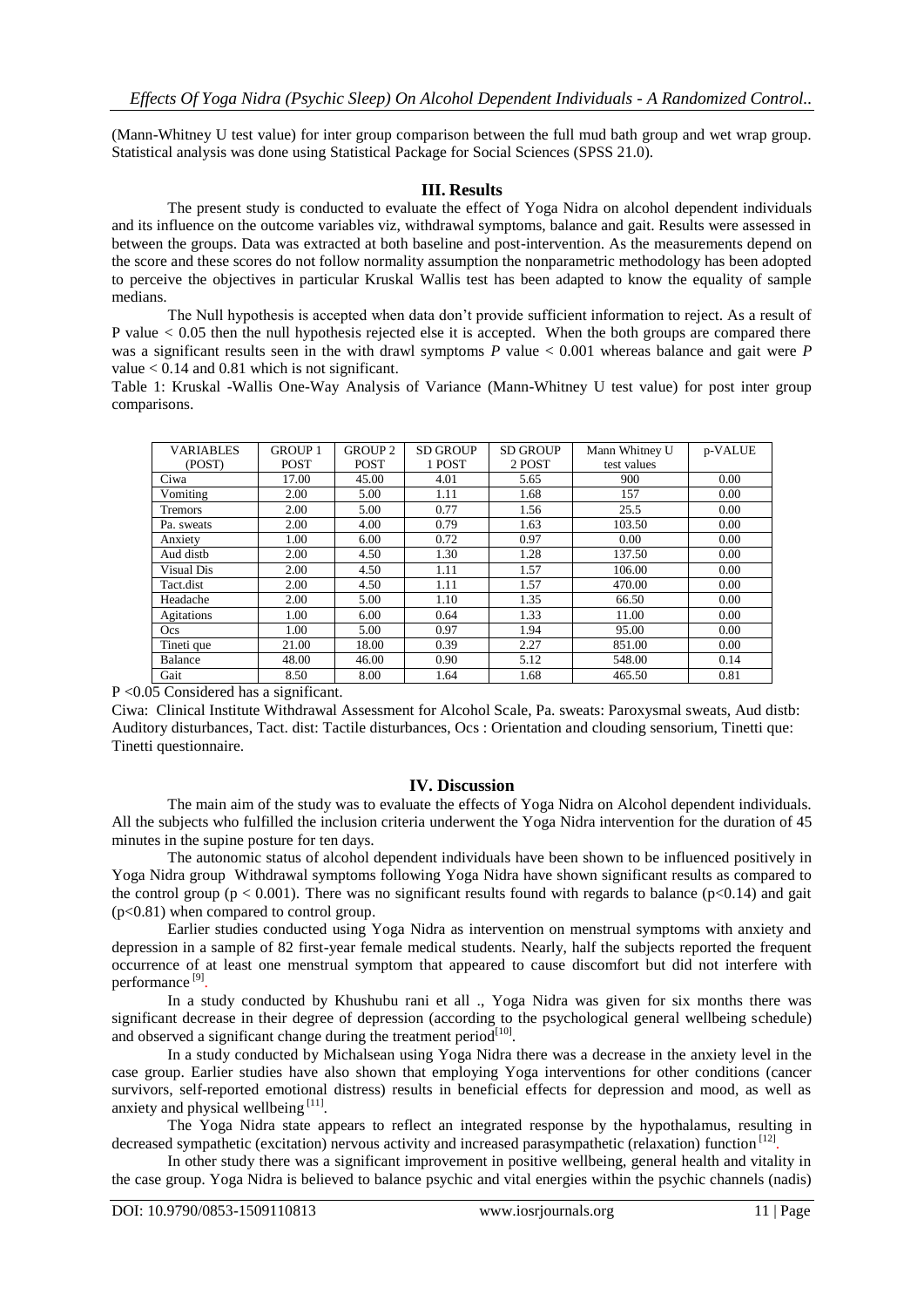(Mann-Whitney U test value) for inter group comparison between the full mud bath group and wet wrap group. Statistical analysis was done using Statistical Package for Social Sciences (SPSS 21.0).

## III. Results

The present study is conducted to evaluate the effect of Yoga Nidra on alcohol dependent individuals and its influence on the outcome variables viz, withdrawal symptoms, balance and gait. Results were assessed in between the groups. Data was extracted at both baseline and post-intervention. As the measurements depend on the score and these scores do not follow normality assumption the nonparametric methodology has been adopted to perceive the objectives in particular Kruskal Wallis test has been adapted to know the equality of sample medians.

The Null hypothesis is accepted when data don't provide sufficient information to reject. As a result of P value < 0.05 then the null hypothesis rejected else it is accepted. When the both groups are compared there was a significant results seen in the with drawl symptoms *P* value < 0.001 whereas balance and gait were *P* value < 0.14 and 0.81 which is not significant.

Table 1: Kruskal -Wallis One-Way Analysis of Variance (Mann-Whitney U test value) for post inter group comparisons.

| VARIABLES (POST) | GROUP 1 POST | GROUP 2 POST | SD GROUP 1 POST | SD GROUP 2 POST | Mann Whitney U test values | p-VALUE |
|---|---|---|---|---|---|---|
| Ciwa | 17.00 | 45.00 | 4.01 | 5.65 | 900 | 0.00 |
| Vomiting | 2.00 | 5.00 | 1.11 | 1.68 | 157 | 0.00 |
| Tremors | 2.00 | 5.00 | 0.77 | 1.56 | 25.5 | 0.00 |
| Pa. sweats | 2.00 | 4.00 | 0.79 | 1.63 | 103.50 | 0.00 |
| Anxiety | 1.00 | 6.00 | 0.72 | 0.97 | 0.00 | 0.00 |
| Aud distb | 2.00 | 4.50 | 1.30 | 1.28 | 137.50 | 0.00 |
| Visual Dis | 2.00 | 4.50 | 1.11 | 1.57 | 106.00 | 0.00 |
| Tact.dist | 2.00 | 4.50 | 1.11 | 1.57 | 470.00 | 0.00 |
| Headache | 2.00 | 5.00 | 1.10 | 1.35 | 66.50 | 0.00 |
| Agitations | 1.00 | 6.00 | 0.64 | 1.33 | 11.00 | 0.00 |
| Ocs | 1.00 | 5.00 | 0.97 | 1.94 | 95.00 | 0.00 |
| Tineti que | 21.00 | 18.00 | 0.39 | 2.27 | 851.00 | 0.00 |
| Balance | 48.00 | 46.00 | 0.90 | 5.12 | 548.00 | 0.14 |
| Gait | 8.50 | 8.00 | 1.64 | 1.68 | 465.50 | 0.81 |

P <0.05 Considered has a significant.

Ciwa: Clinical Institute Withdrawal Assessment for Alcohol Scale, Pa. sweats: Paroxysmal sweats, Aud distb: Auditory disturbances, Tact. dist: Tactile disturbances, Ocs : Orientation and clouding sensorium, Tinetti que: Tinetti questionnaire.

## IV. Discussion

The main aim of the study was to evaluate the effects of Yoga Nidra on Alcohol dependent individuals. All the subjects who fulfilled the inclusion criteria underwent the Yoga Nidra intervention for the duration of 45 minutes in the supine posture for ten days.

The autonomic status of alcohol dependent individuals have been shown to be influenced positively in Yoga Nidra group Withdrawal symptoms following Yoga Nidra have shown significant results as compared to the control group ($p < 0.001$). There was no significant results found with regards to balance ($p<0.14$) and gait ($p<0.81$) when compared to control group.

Earlier studies conducted using Yoga Nidra as intervention on menstrual symptoms with anxiety and depression in a sample of 82 first-year female medical students. Nearly, half the subjects reported the frequent occurrence of at least one menstrual symptom that appeared to cause discomfort but did not interfere with performance [9].

In a study conducted by Khushubu rani et all ., Yoga Nidra was given for six months there was significant decrease in their degree of depression (according to the psychological general wellbeing schedule) and observed a significant change during the treatment period[10].

In a study conducted by Michalsean using Yoga Nidra there was a decrease in the anxiety level in the case group. Earlier studies have also shown that employing Yoga interventions for other conditions (cancer survivors, self-reported emotional distress) results in beneficial effects for depression and mood, as well as anxiety and physical wellbeing [11].

The Yoga Nidra state appears to reflect an integrated response by the hypothalamus, resulting in decreased sympathetic (excitation) nervous activity and increased parasympathetic (relaxation) function [12].

In other study there was a significant improvement in positive wellbeing, general health and vitality in the case group. Yoga Nidra is believed to balance psychic and vital energies within the psychic channels (nadis)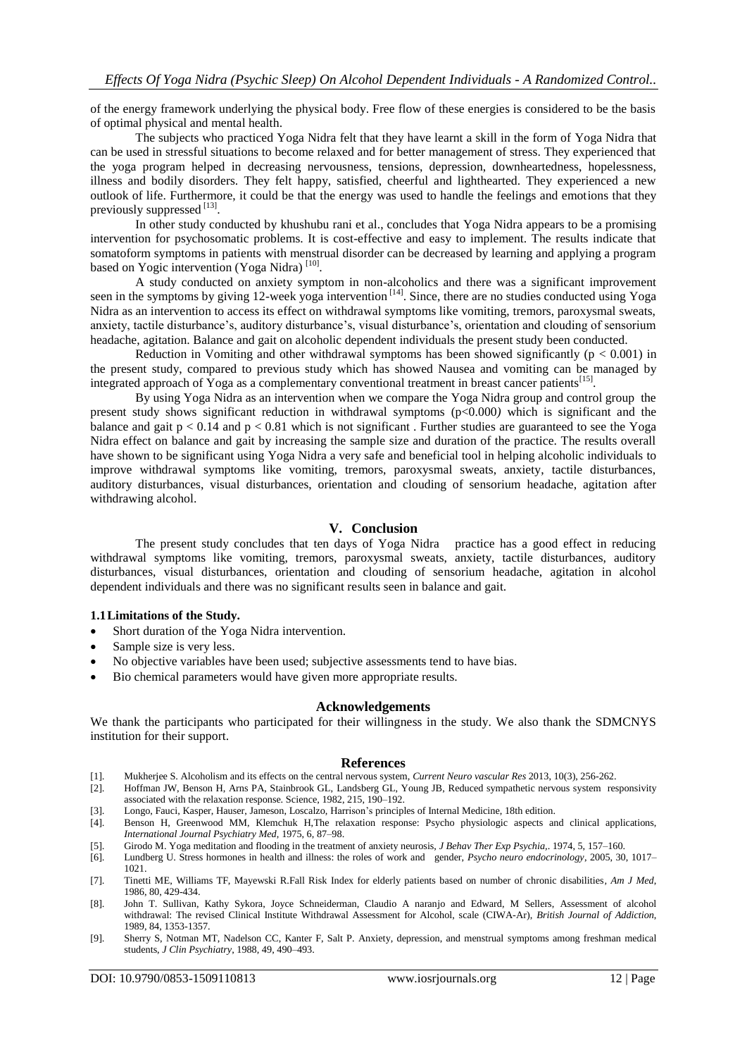of the energy framework underlying the physical body. Free flow of these energies is considered to be the basis of optimal physical and mental health.

The subjects who practiced Yoga Nidra felt that they have learnt a skill in the form of Yoga Nidra that can be used in stressful situations to become relaxed and for better management of stress. They experienced that the yoga program helped in decreasing nervousness, tensions, depression, downheartedness, hopelessness, illness and bodily disorders. They felt happy, satisfied, cheerful and lighthearted. They experienced a new outlook of life. Furthermore, it could be that the energy was used to handle the feelings and emotions that they previously suppressed [13].

In other study conducted by khushubu rani et al., concludes that Yoga Nidra appears to be a promising intervention for psychosomatic problems. It is cost-effective and easy to implement. The results indicate that somatoform symptoms in patients with menstrual disorder can be decreased by learning and applying a program based on Yogic intervention (Yoga Nidra) [10].

A study conducted on anxiety symptom in non-alcoholics and there was a significant improvement seen in the symptoms by giving 12-week yoga intervention [14]. Since, there are no studies conducted using Yoga Nidra as an intervention to access its effect on withdrawal symptoms like vomiting, tremors, paroxysmal sweats, anxiety, tactile disturbance's, auditory disturbance's, visual disturbance's, orientation and clouding of sensorium headache, agitation. Balance and gait on alcoholic dependent individuals the present study been conducted.

Reduction in Vomiting and other withdrawal symptoms has been showed significantly ($p < 0.001$) in the present study, compared to previous study which has showed Nausea and vomiting can be managed by integrated approach of Yoga as a complementary conventional treatment in breast cancer patients[15].

By using Yoga Nidra as an intervention when we compare the Yoga Nidra group and control group the present study shows significant reduction in withdrawal symptoms ($p<0.000$) which is significant and the balance and gait $p < 0.14$ and $p < 0.81$ which is not significant . Further studies are guaranteed to see the Yoga Nidra effect on balance and gait by increasing the sample size and duration of the practice. The results overall have shown to be significant using Yoga Nidra a very safe and beneficial tool in helping alcoholic individuals to improve withdrawal symptoms like vomiting, tremors, paroxysmal sweats, anxiety, tactile disturbances, auditory disturbances, visual disturbances, orientation and clouding of sensorium headache, agitation after withdrawing alcohol.

## V. Conclusion

The present study concludes that ten days of Yoga Nidra practice has a good effect in reducing withdrawal symptoms like vomiting, tremors, paroxysmal sweats, anxiety, tactile disturbances, auditory disturbances, visual disturbances, orientation and clouding of sensorium headache, agitation in alcohol dependent individuals and there was no significant results seen in balance and gait.

### 1.1 Limitations of the Study.

- Short duration of the Yoga Nidra intervention.
- Sample size is very less.
- No objective variables have been used; subjective assessments tend to have bias.
- Bio chemical parameters would have given more appropriate results.

## Acknowledgements

We thank the participants who participated for their willingness in the study. We also thank the SDMCNYS institution for their support.

## References

[1]. Mukherjee S. Alcoholism and its effects on the central nervous system, *Current Neuro vascular Res* 2013, 10(3), 256-262.

[2]. Hoffman JW, Benson H, Arns PA, Stainbrook GL, Landsberg GL, Young JB, Reduced sympathetic nervous system responsivity associated with the relaxation response. Science, 1982, 215, 190–192.

[3]. Longo, Fauci, Kasper, Hauser, Jameson, Loscalzo, Harrison's principles of Internal Medicine, 18th edition.

[4]. Benson H, Greenwood MM, Klemchuk H,The relaxation response: Psycho physiologic aspects and clinical applications, *International Journal Psychiatry Med*, 1975, 6, 87–98.

[5]. Girodo M. Yoga meditation and flooding in the treatment of anxiety neurosis, *J Behav Ther Exp Psychia*,. 1974, 5, 157–160.

[6]. Lundberg U. Stress hormones in health and illness: the roles of work and gender, *Psycho neuro endocrinology*, 2005, 30, 1017–1021.

[7]. Tinetti ME, Williams TF, Mayewski R.Fall Risk Index for elderly patients based on number of chronic disabilities, *Am J Med*, 1986, 80, 429-434.

[8]. John T. Sullivan, Kathy Sykora, Joyce Schneiderman, Claudio A naranjo and Edward, M Sellers, Assessment of alcohol withdrawal: The revised Clinical Institute Withdrawal Assessment for Alcohol, scale (CIWA-Ar), *British Journal of Addiction*, 1989, 84, 1353-1357.

[9]. Sherry S, Notman MT, Nadelson CC, Kanter F, Salt P. Anxiety, depression, and menstrual symptoms among freshman medical students, *J Clin Psychiatry*, 1988, 49, 490–493.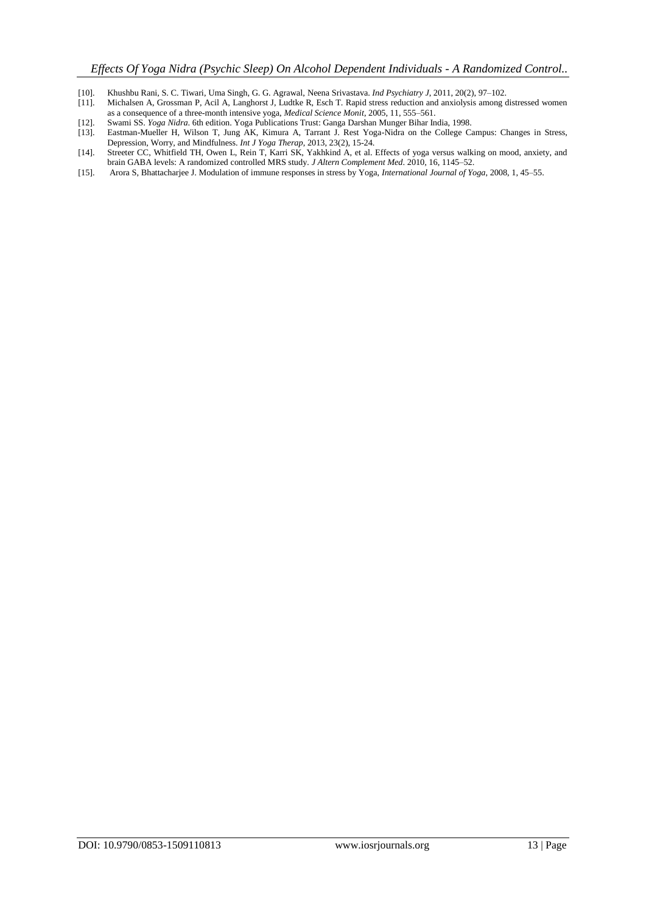[10]. Khushbu Rani, S. C. Tiwari, Uma Singh, G. G. Agrawal, Neena Srivastava. *Ind Psychiatry J*, 2011, 20(2), 97–102.

[11]. Michalsen A, Grossman P, Acil A, Langhorst J, Ludtke R, Esch T. Rapid stress reduction and anxiolysis among distressed women as a consequence of a three-month intensive yoga, *Medical Science Monit*, 2005, 11, 555–561.

[12]. Swami SS. *Yoga Nidra*. 6th edition. Yoga Publications Trust: Ganga Darshan Munger Bihar India, 1998.

[13]. Eastman-Mueller H, Wilson T, Jung AK, Kimura A, Tarrant J. Rest Yoga-Nidra on the College Campus: Changes in Stress, Depression, Worry, and Mindfulness. *Int J Yoga Therap*, 2013, 23(2), 15-24.

[14]. Streeter CC, Whitfield TH, Owen L, Rein T, Karri SK, Yakhkind A, et al. Effects of yoga versus walking on mood, anxiety, and brain GABA levels: A randomized controlled MRS study. *J Altern Complement Med*. 2010, 16, 1145–52.

[15]. Arora S, Bhattacharjee J. Modulation of immune responses in stress by Yoga, *International Journal of Yoga*, 2008, 1, 45–55.